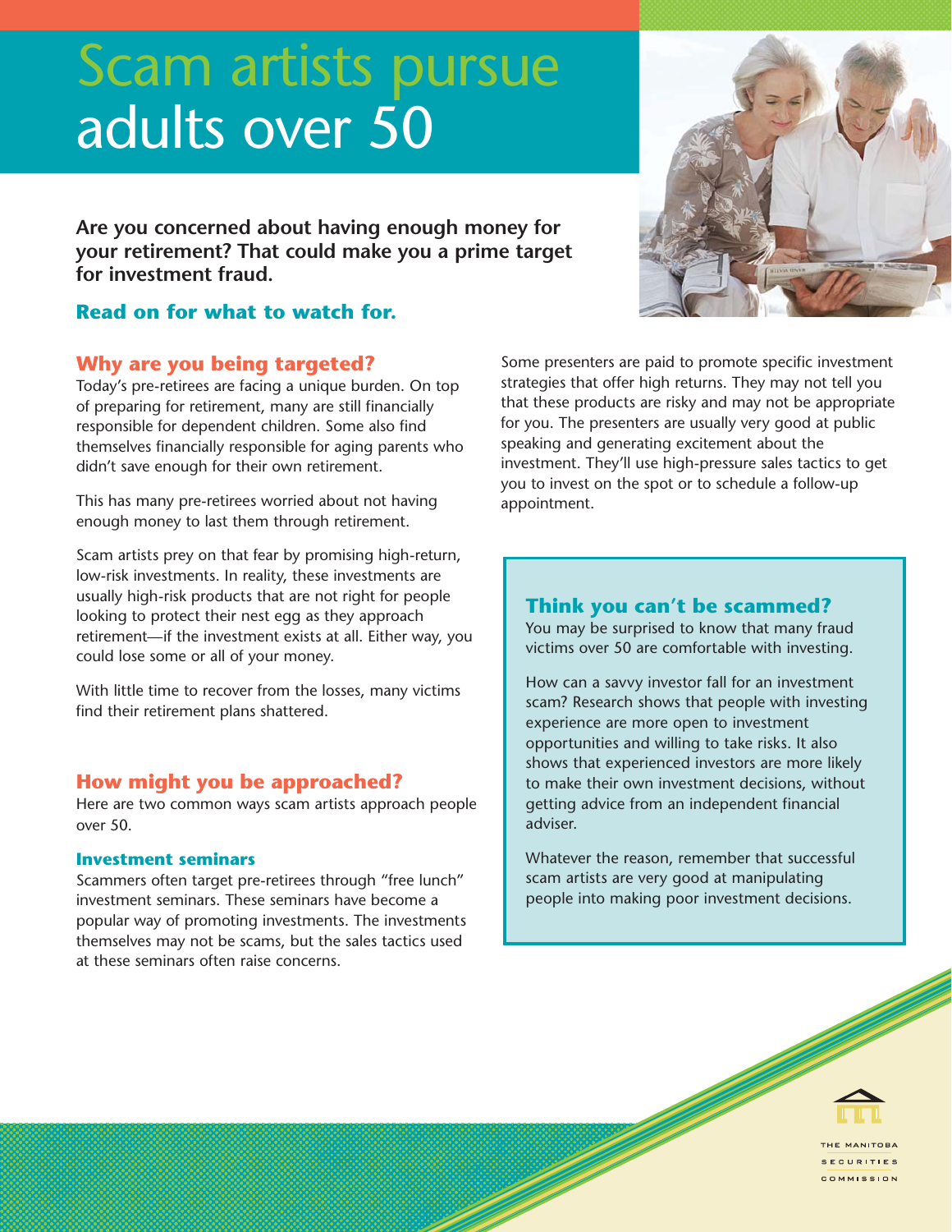# Scam artists pursue adults over 50

**Are you concerned about having enough money for your retirement? That could make you a prime target for investment fraud.**

**Read on for what to watch for.**

## Why are you being targeted?

Today's pre-retirees are facing a unique burden. On top of preparing for retirement, many are still financially responsible for dependent children. Some also find themselves financially responsible for aging parents who didn't save enough for their own retirement.

This has many pre-retirees worried about not having enough money to last them through retirement.

Scam artists prey on that fear by promising high-return, low-risk investments. In reality, these investments are usually high-risk products that are not right for people looking to protect their nest egg as they approach retirement—if the investment exists at all. Either way, you could lose some or all of your money.

With little time to recover from the losses, many victims find their retirement plans shattered.

## How might you be approached?

Here are two common ways scam artists approach people over 50.

### Investment seminars

Scammers often target pre-retirees through "free lunch" investment seminars. These seminars have become a popular way of promoting investments. The investments themselves may not be scams, but the sales tactics used at these seminars often raise concerns.

Some presenters are paid to promote specific investment strategies that offer high returns. They may not tell you that these products are risky and may not be appropriate for you. The presenters are usually very good at public speaking and generating excitement about the investment. They'll use high-pressure sales tactics to get you to invest on the spot or to schedule a follow-up appointment.

## Think you can't be scammed?

You may be surprised to know that many fraud victims over 50 are comfortable with investing.

How can a savvy investor fall for an investment scam? Research shows that people with investing experience are more open to investment opportunities and willing to take risks. It also shows that experienced investors are more likely to make their own investment decisions, without getting advice from an independent financial adviser.

Whatever the reason, remember that successful scam artists are very good at manipulating people into making poor investment decisions.

THE MANITOBA SECURITIES COMMISSION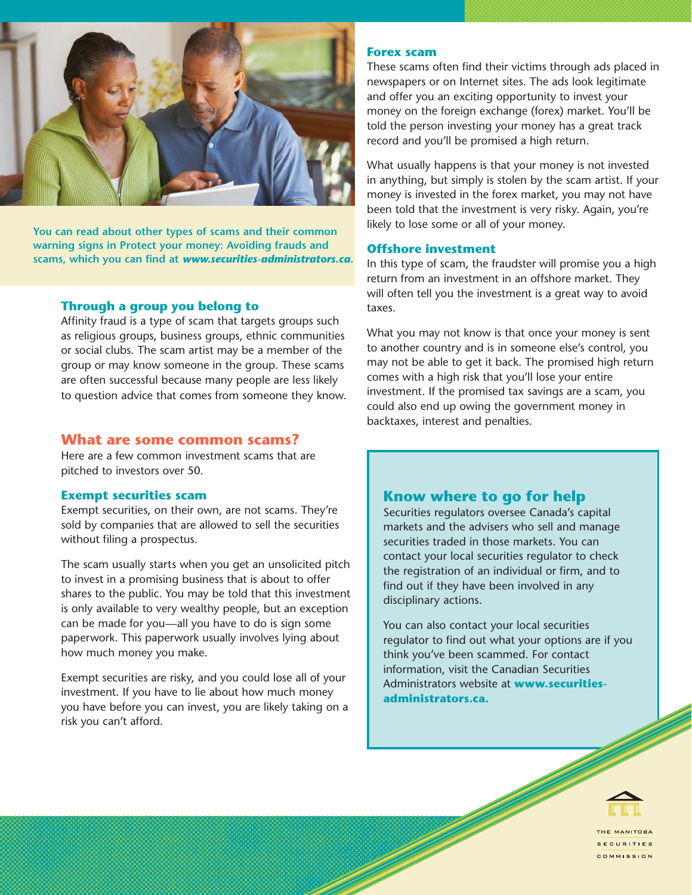You can read about other types of scams and their common warning signs in Protect your money: Avoiding frauds and scams, which you can find at ***www.securities-administrators.ca***.

### Through a group you belong to

Affinity fraud is a type of scam that targets groups such as religious groups, business groups, ethnic communities or social clubs. The scam artist may be a member of the group or may know someone in the group. These scams are often successful because many people are less likely to question advice that comes from someone they know.

## What are some common scams?

Here are a few common investment scams that are pitched to investors over 50.

### Exempt securities scam

Exempt securities, on their own, are not scams. They're sold by companies that are allowed to sell the securities without filing a prospectus.

The scam usually starts when you get an unsolicited pitch to invest in a promising business that is about to offer shares to the public. You may be told that this investment is only available to very wealthy people, but an exception can be made for you—all you have to do is sign some paperwork. This paperwork usually involves lying about how much money you make.

Exempt securities are risky, and you could lose all of your investment. If you have to lie about how much money you have before you can invest, you are likely taking on a risk you can't afford.

### Forex scam

These scams often find their victims through ads placed in newspapers or on Internet sites. The ads look legitimate and offer you an exciting opportunity to invest your money on the foreign exchange (forex) market. You'll be told the person investing your money has a great track record and you'll be promised a high return.

What usually happens is that your money is not invested in anything, but simply is stolen by the scam artist. If your money is invested in the forex market, you may not have been told that the investment is very risky. Again, you're likely to lose some or all of your money.

### Offshore investment

In this type of scam, the fraudster will promise you a high return from an investment in an offshore market. They will often tell you the investment is a great way to avoid taxes.

What you may not know is that once your money is sent to another country and is in someone else's control, you may not be able to get it back. The promised high return comes with a high risk that you'll lose your entire investment. If the promised tax savings are a scam, you could also end up owing the government money in backtaxes, interest and penalties.

## Know where to go for help

Securities regulators oversee Canada's capital markets and the advisers who sell and manage securities traded in those markets. You can contact your local securities regulator to check the registration of an individual or firm, and to find out if they have been involved in any disciplinary actions.

You can also contact your local securities regulator to find out what your options are if you think you've been scammed. For contact information, visit the Canadian Securities Administrators website at **www.securities-administrators.ca.**

THE MANITOBA SECURITIES COMMISSION